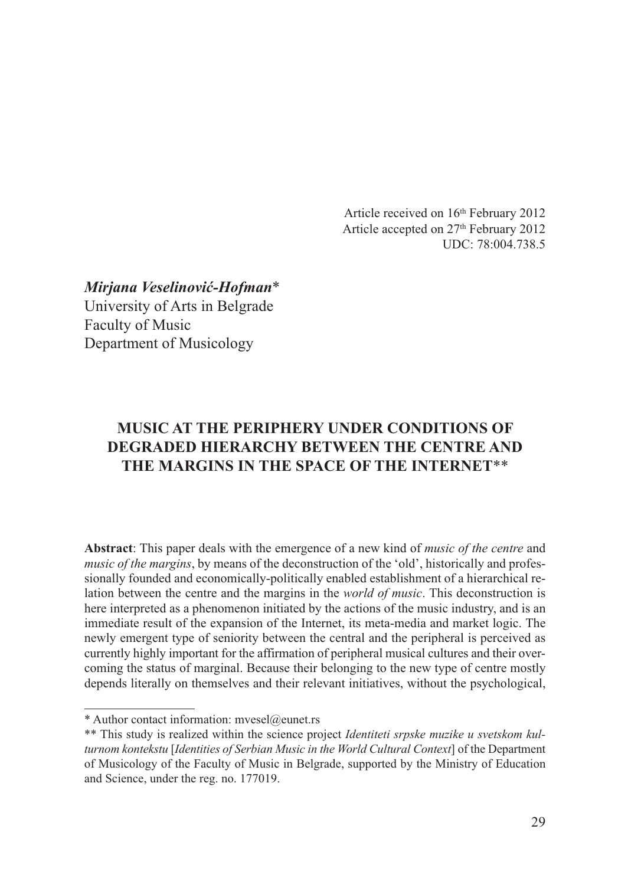Article received on 16th February 2012
Article accepted on 27th February 2012
UDC: 78:004.738.5

***Mirjana Veselinović-Hofman****
University of Arts in Belgrade
Faculty of Music
Department of Musicology

# MUSIC AT THE PERIPHERY UNDER CONDITIONS OF DEGRADED HIERARCHY BETWEEN THE CENTRE AND THE MARGINS IN THE SPACE OF THE INTERNET**

**Abstract**: This paper deals with the emergence of a new kind of *music of the centre* and *music of the margins*, by means of the deconstruction of the 'old', historically and professionally founded and economically-politically enabled establishment of a hierarchical relation between the centre and the margins in the *world of music*. This deconstruction is here interpreted as a phenomenon initiated by the actions of the music industry, and is an immediate result of the expansion of the Internet, its meta-media and market logic. The newly emergent type of seniority between the central and the peripheral is perceived as currently highly important for the affirmation of peripheral musical cultures and their overcoming the status of marginal. Because their belonging to the new type of centre mostly depends literally on themselves and their relevant initiatives, without the psychological,

---

\* Author contact information: mvesel@eunet.rs

\*\* This study is realized within the science project *Identiteti srpske muzike u svetskom kulturnom kontekstu* [*Identities of Serbian Music in the World Cultural Context*] of the Department of Musicology of the Faculty of Music in Belgrade, supported by the Ministry of Education and Science, under the reg. no. 177019.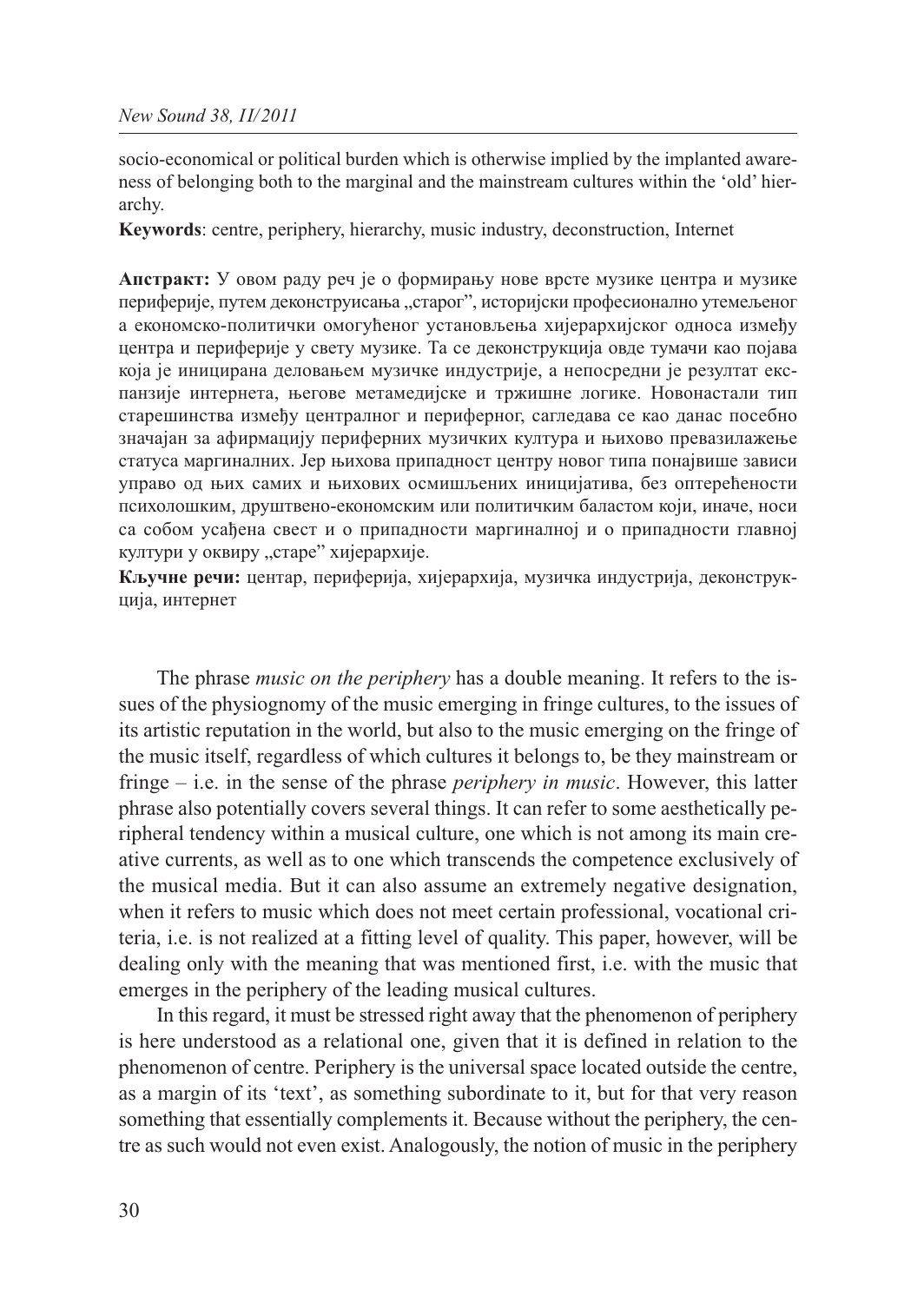socio-economical or political burden which is otherwise implied by the implanted awareness of belonging both to the marginal and the mainstream cultures within the 'old' hierarchy.

**Keywords**: centre, periphery, hierarchy, music industry, deconstruction, Internet

**Апстракт:** У овом раду реч је о формирању нове врсте музике центра и музике периферије, путем деконструисања „старог", историјски професионално утемељеног а економско-политички омогућеног установљења хијерархијског односа између центра и периферије у свету музике. Та се деконструкција овде тумачи као појава која је инициранa деловањем музичке индустрије, а непосредни је резултат експанзије интернета, његове метамедијске и тржишне логике. Новонастали тип старешинства између централног и периферног, сагледава се као данас посебно значајан за афирмацију периферних музичких култура и њихово превазилажење статуса маргиналних. Јер њихова припадност центру новог типа понајвише зависи управо од њих самих и њихових осмишљених иницијатива, без оптерећености психолошким, друштвено-економским или политичким баластом који, иначе, носи са собом усађена свест и о припадности маргиналној и о припадности главној култури у оквиру „старе" хијерархије.

**Кључне речи:** центар, периферија, хијерархија, музичка индустрија, деконструкција, интернет

The phrase *music on the periphery* has a double meaning. It refers to the issues of the physiognomy of the music emerging in fringe cultures, to the issues of its artistic reputation in the world, but also to the music emerging on the fringe of the music itself, regardless of which cultures it belongs to, be they mainstream or fringe – i.e. in the sense of the phrase *periphery in music*. However, this latter phrase also potentially covers several things. It can refer to some aesthetically peripheral tendency within a musical culture, one which is not among its main creative currents, as well as to one which transcends the competence exclusively of the musical media. But it can also assume an extremely negative designation, when it refers to music which does not meet certain professional, vocational criteria, i.e. is not realized at a fitting level of quality. This paper, however, will be dealing only with the meaning that was mentioned first, i.e. with the music that emerges in the periphery of the leading musical cultures.

In this regard, it must be stressed right away that the phenomenon of periphery is here understood as a relational one, given that it is defined in relation to the phenomenon of centre. Periphery is the universal space located outside the centre, as a margin of its 'text', as something subordinate to it, but for that very reason something that essentially complements it. Because without the periphery, the centre as such would not even exist. Analogously, the notion of music in the periphery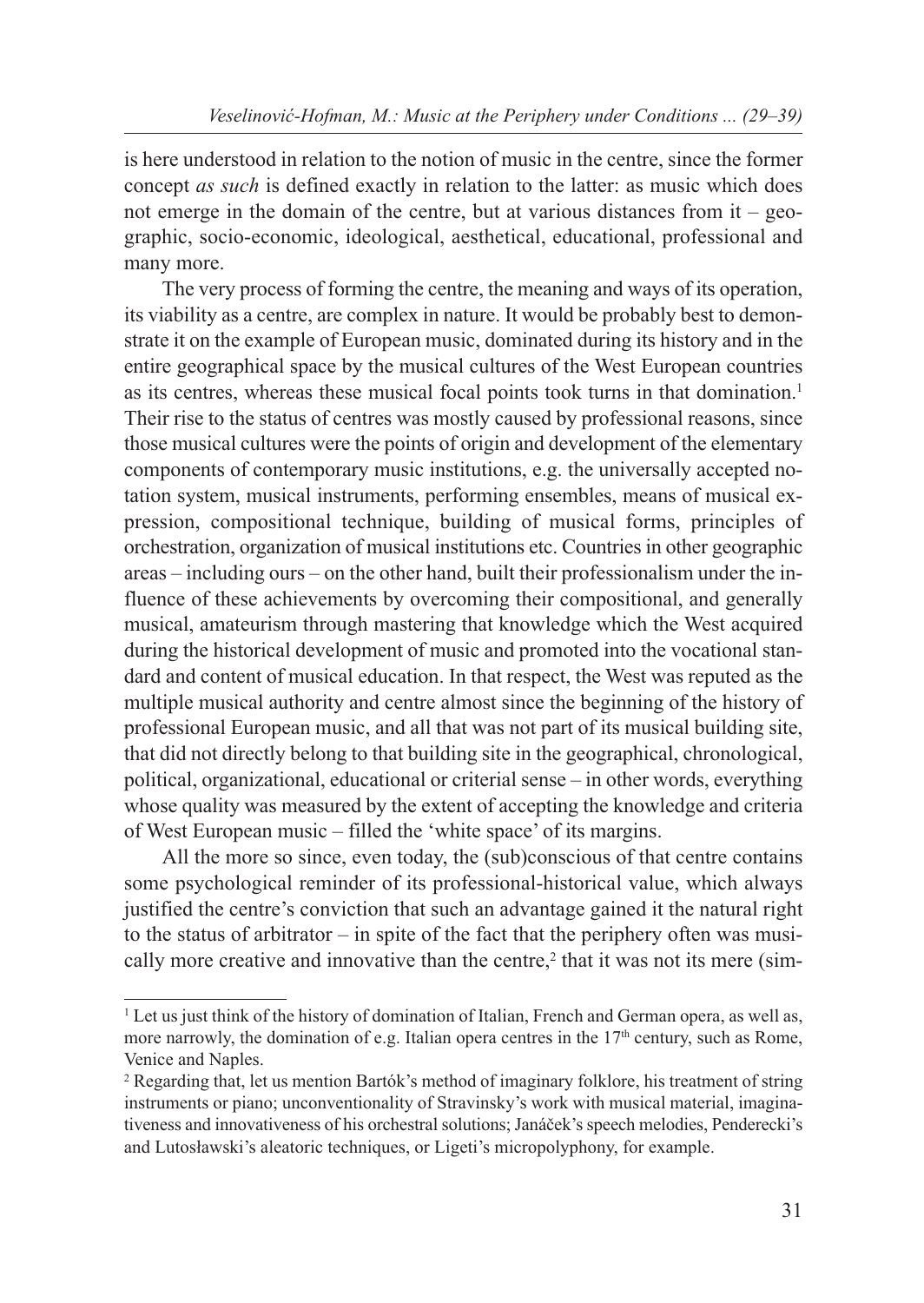is here understood in relation to the notion of music in the centre, since the former concept *as such* is defined exactly in relation to the latter: as music which does not emerge in the domain of the centre, but at various distances from it – geographic, socio-economic, ideological, aesthetical, educational, professional and many more.

The very process of forming the centre, the meaning and ways of its operation, its viability as a centre, are complex in nature. It would be probably best to demonstrate it on the example of European music, dominated during its history and in the entire geographical space by the musical cultures of the West European countries as its centres, whereas these musical focal points took turns in that domination.[1] Their rise to the status of centres was mostly caused by professional reasons, since those musical cultures were the points of origin and development of the elementary components of contemporary music institutions, e.g. the universally accepted notation system, musical instruments, performing ensembles, means of musical expression, compositional technique, building of musical forms, principles of orchestration, organization of musical institutions etc. Countries in other geographic areas – including ours – on the other hand, built their professionalism under the influence of these achievements by overcoming their compositional, and generally musical, amateurism through mastering that knowledge which the West acquired during the historical development of music and promoted into the vocational standard and content of musical education. In that respect, the West was reputed as the multiple musical authority and centre almost since the beginning of the history of professional European music, and all that was not part of its musical building site, that did not directly belong to that building site in the geographical, chronological, political, organizational, educational or criterial sense – in other words, everything whose quality was measured by the extent of accepting the knowledge and criteria of West European music – filled the 'white space' of its margins.

All the more so since, even today, the (sub)conscious of that centre contains some psychological reminder of its professional-historical value, which always justified the centre's conviction that such an advantage gained it the natural right to the status of arbitrator – in spite of the fact that the periphery often was musically more creative and innovative than the centre,[2] that it was not its mere (sim-

---

[1] Let us just think of the history of domination of Italian, French and German opera, as well as, more narrowly, the domination of e.g. Italian opera centres in the 17th century, such as Rome, Venice and Naples.

[2] Regarding that, let us mention Bartók's method of imaginary folklore, his treatment of string instruments or piano; unconventionality of Stravinsky's work with musical material, imaginativeness and innovativeness of his orchestral solutions; Janáček's speech melodies, Penderecki's and Lutosławski's aleatoric techniques, or Ligeti's micropolyphony, for example.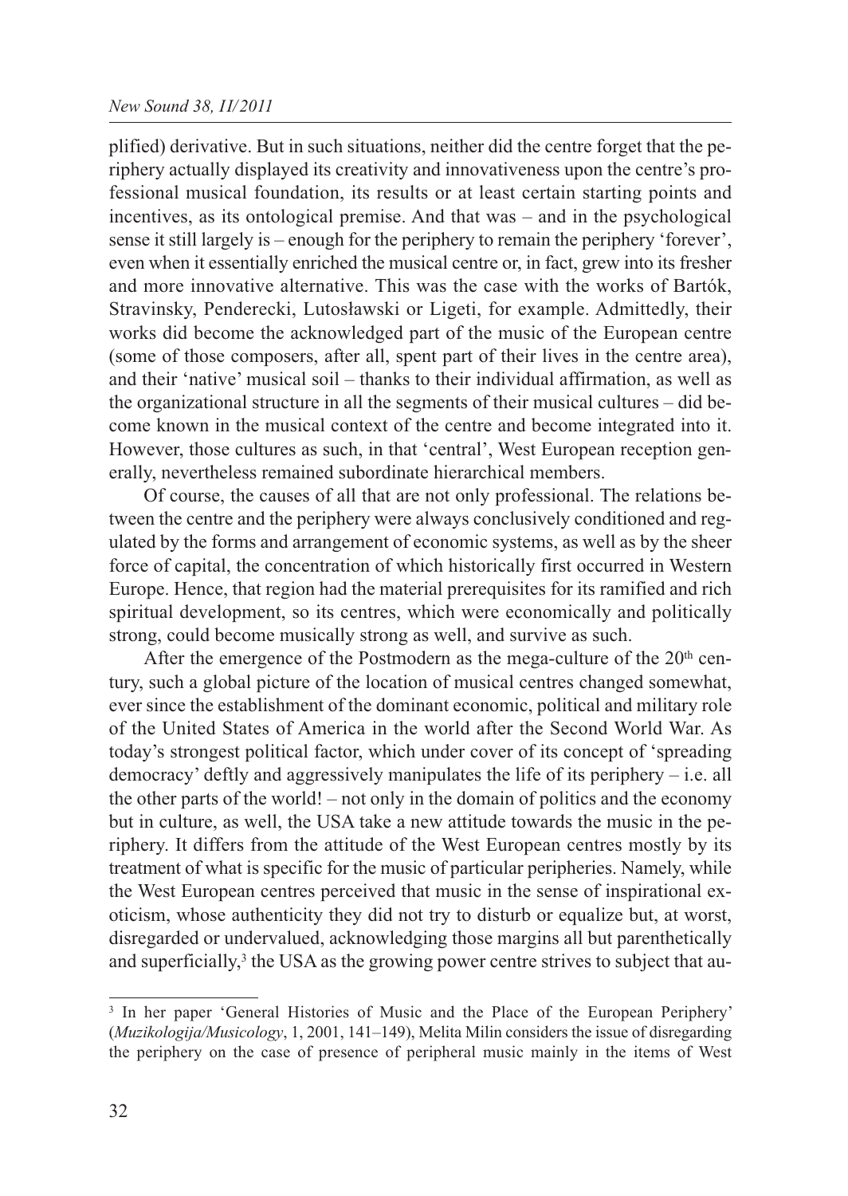plified) derivative. But in such situations, neither did the centre forget that the periphery actually displayed its creativity and innovativeness upon the centre's professional musical foundation, its results or at least certain starting points and incentives, as its ontological premise. And that was – and in the psychological sense it still largely is – enough for the periphery to remain the periphery 'forever', even when it essentially enriched the musical centre or, in fact, grew into its fresher and more innovative alternative. This was the case with the works of Bartók, Stravinsky, Penderecki, Lutosławski or Ligeti, for example. Admittedly, their works did become the acknowledged part of the music of the European centre (some of those composers, after all, spent part of their lives in the centre area), and their 'native' musical soil – thanks to their individual affirmation, as well as the organizational structure in all the segments of their musical cultures – did become known in the musical context of the centre and become integrated into it. However, those cultures as such, in that 'central', West European reception generally, nevertheless remained subordinate hierarchical members.

Of course, the causes of all that are not only professional. The relations between the centre and the periphery were always conclusively conditioned and regulated by the forms and arrangement of economic systems, as well as by the sheer force of capital, the concentration of which historically first occurred in Western Europe. Hence, that region had the material prerequisites for its ramified and rich spiritual development, so its centres, which were economically and politically strong, could become musically strong as well, and survive as such.

After the emergence of the Postmodern as the mega-culture of the 20th century, such a global picture of the location of musical centres changed somewhat, ever since the establishment of the dominant economic, political and military role of the United States of America in the world after the Second World War. As today's strongest political factor, which under cover of its concept of 'spreading democracy' deftly and aggressively manipulates the life of its periphery – i.e. all the other parts of the world! – not only in the domain of politics and the economy but in culture, as well, the USA take a new attitude towards the music in the periphery. It differs from the attitude of the West European centres mostly by its treatment of what is specific for the music of particular peripheries. Namely, while the West European centres perceived that music in the sense of inspirational exoticism, whose authenticity they did not try to disturb or equalize but, at worst, disregarded or undervalued, acknowledging those margins all but parenthetically and superficially,[3] the USA as the growing power centre strives to subject that au-

[3] In her paper 'General Histories of Music and the Place of the European Periphery' (*Muzikologija/Musicology*, 1, 2001, 141–149), Melita Milin considers the issue of disregarding the periphery on the case of presence of peripheral music mainly in the items of West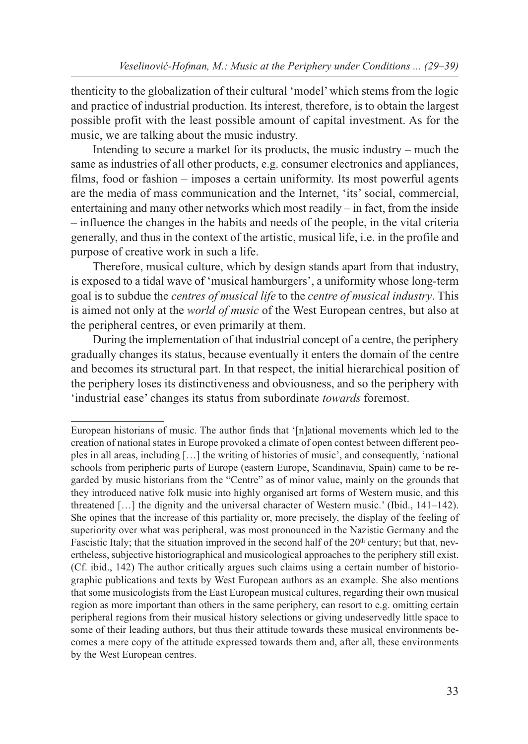thenticity to the globalization of their cultural 'model' which stems from the logic and practice of industrial production. Its interest, therefore, is to obtain the largest possible profit with the least possible amount of capital investment. As for the music, we are talking about the music industry.

Intending to secure a market for its products, the music industry – much the same as industries of all other products, e.g. consumer electronics and appliances, films, food or fashion – imposes a certain uniformity. Its most powerful agents are the media of mass communication and the Internet, 'its' social, commercial, entertaining and many other networks which most readily – in fact, from the inside – influence the changes in the habits and needs of the people, in the vital criteria generally, and thus in the context of the artistic, musical life, i.e. in the profile and purpose of creative work in such a life.

Therefore, musical culture, which by design stands apart from that industry, is exposed to a tidal wave of 'musical hamburgers', a uniformity whose long-term goal is to subdue the *centres of musical life* to the *centre of musical industry*. This is aimed not only at the *world of music* of the West European centres, but also at the peripheral centres, or even primarily at them.

During the implementation of that industrial concept of a centre, the periphery gradually changes its status, because eventually it enters the domain of the centre and becomes its structural part. In that respect, the initial hierarchical position of the periphery loses its distinctiveness and obviousness, and so the periphery with 'industrial ease' changes its status from subordinate *towards* foremost.

---

European historians of music. The author finds that '[n]ational movements which led to the creation of national states in Europe provoked a climate of open contest between different peoples in all areas, including […] the writing of histories of music', and consequently, 'national schools from peripheric parts of Europe (eastern Europe, Scandinavia, Spain) came to be regarded by music historians from the "Centre" as of minor value, mainly on the grounds that they introduced native folk music into highly organised art forms of Western music, and this threatened […] the dignity and the universal character of Western music.' (Ibid., 141–142). She opines that the increase of this partiality or, more precisely, the display of the feeling of superiority over what was peripheral, was most pronounced in the Nazistic Germany and the Fascistic Italy; that the situation improved in the second half of the 20th century; but that, nevertheless, subjective historiographical and musicological approaches to the periphery still exist. (Cf. ibid., 142) The author critically argues such claims using a certain number of historiographic publications and texts by West European authors as an example. She also mentions that some musicologists from the East European musical cultures, regarding their own musical region as more important than others in the same periphery, can resort to e.g. omitting certain peripheral regions from their musical history selections or giving undeservedly little space to some of their leading authors, but thus their attitude towards these musical environments becomes a mere copy of the attitude expressed towards them and, after all, these environments by the West European centres.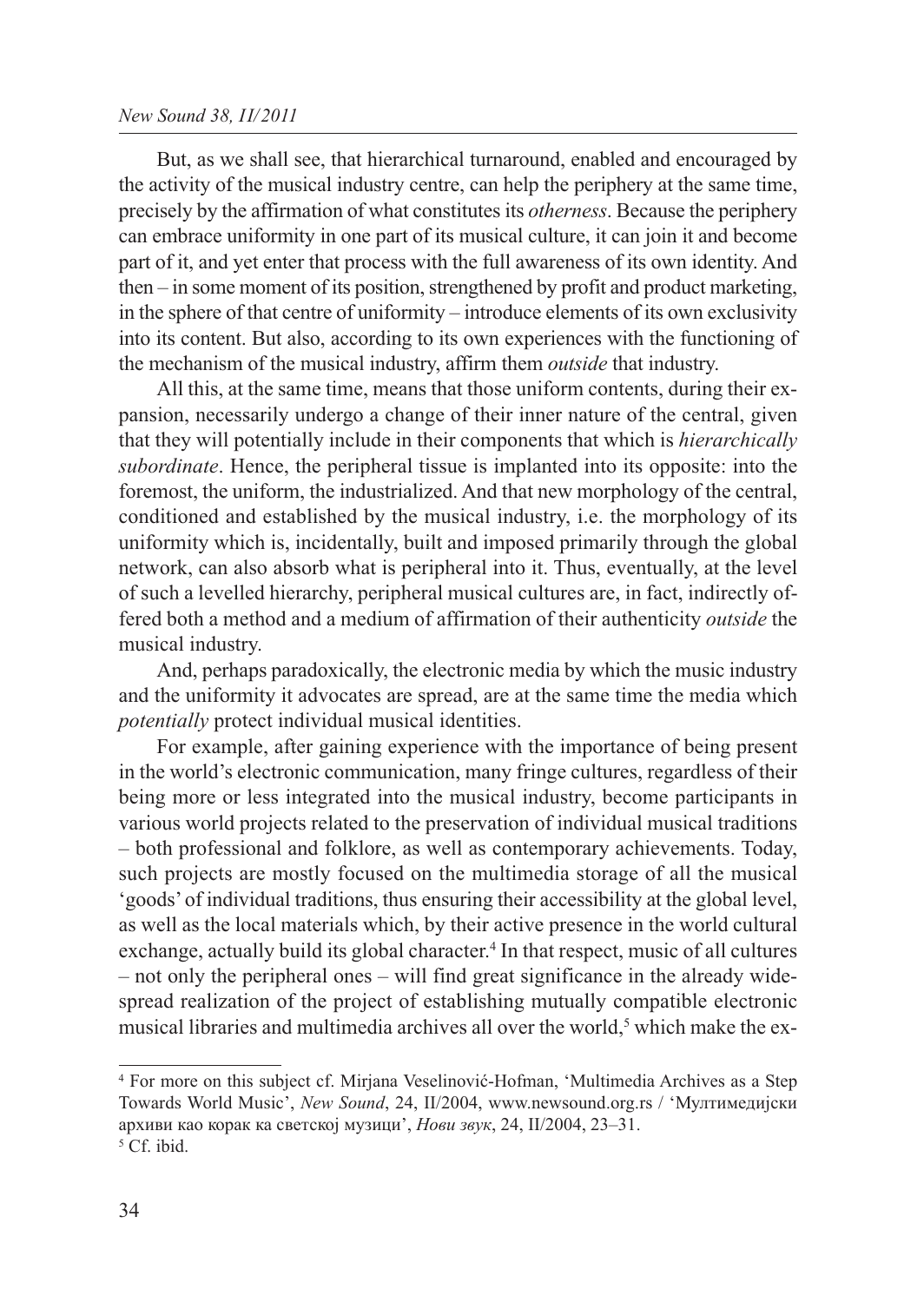But, as we shall see, that hierarchical turnaround, enabled and encouraged by the activity of the musical industry centre, can help the periphery at the same time, precisely by the affirmation of what constitutes its *otherness*. Because the periphery can embrace uniformity in one part of its musical culture, it can join it and become part of it, and yet enter that process with the full awareness of its own identity. And then – in some moment of its position, strengthened by profit and product marketing, in the sphere of that centre of uniformity – introduce elements of its own exclusivity into its content. But also, according to its own experiences with the functioning of the mechanism of the musical industry, affirm them *outside* that industry.

All this, at the same time, means that those uniform contents, during their expansion, necessarily undergo a change of their inner nature of the central, given that they will potentially include in their components that which is *hierarchically subordinate*. Hence, the peripheral tissue is implanted into its opposite: into the foremost, the uniform, the industrialized. And that new morphology of the central, conditioned and established by the musical industry, i.e. the morphology of its uniformity which is, incidentally, built and imposed primarily through the global network, can also absorb what is peripheral into it. Thus, eventually, at the level of such a levelled hierarchy, peripheral musical cultures are, in fact, indirectly offered both a method and a medium of affirmation of their authenticity *outside* the musical industry.

And, perhaps paradoxically, the electronic media by which the music industry and the uniformity it advocates are spread, are at the same time the media which *potentially* protect individual musical identities.

For example, after gaining experience with the importance of being present in the world's electronic communication, many fringe cultures, regardless of their being more or less integrated into the musical industry, become participants in various world projects related to the preservation of individual musical traditions – both professional and folklore, as well as contemporary achievements. Today, such projects are mostly focused on the multimedia storage of all the musical 'goods' of individual traditions, thus ensuring their accessibility at the global level, as well as the local materials which, by their active presence in the world cultural exchange, actually build its global character.[4] In that respect, music of all cultures – not only the peripheral ones – will find great significance in the already widespread realization of the project of establishing mutually compatible electronic musical libraries and multimedia archives all over the world,[5] which make the ex-

---

[4] For more on this subject cf. Mirjana Veselinović-Hofman, 'Multimedia Archives as a Step Towards World Music', *New Sound*, 24, II/2004, www.newsound.org.rs / 'Мултимедијски архиви као корак ка светској музици', *Нови звук*, 24, II/2004, 23–31.

[5] Cf. ibid.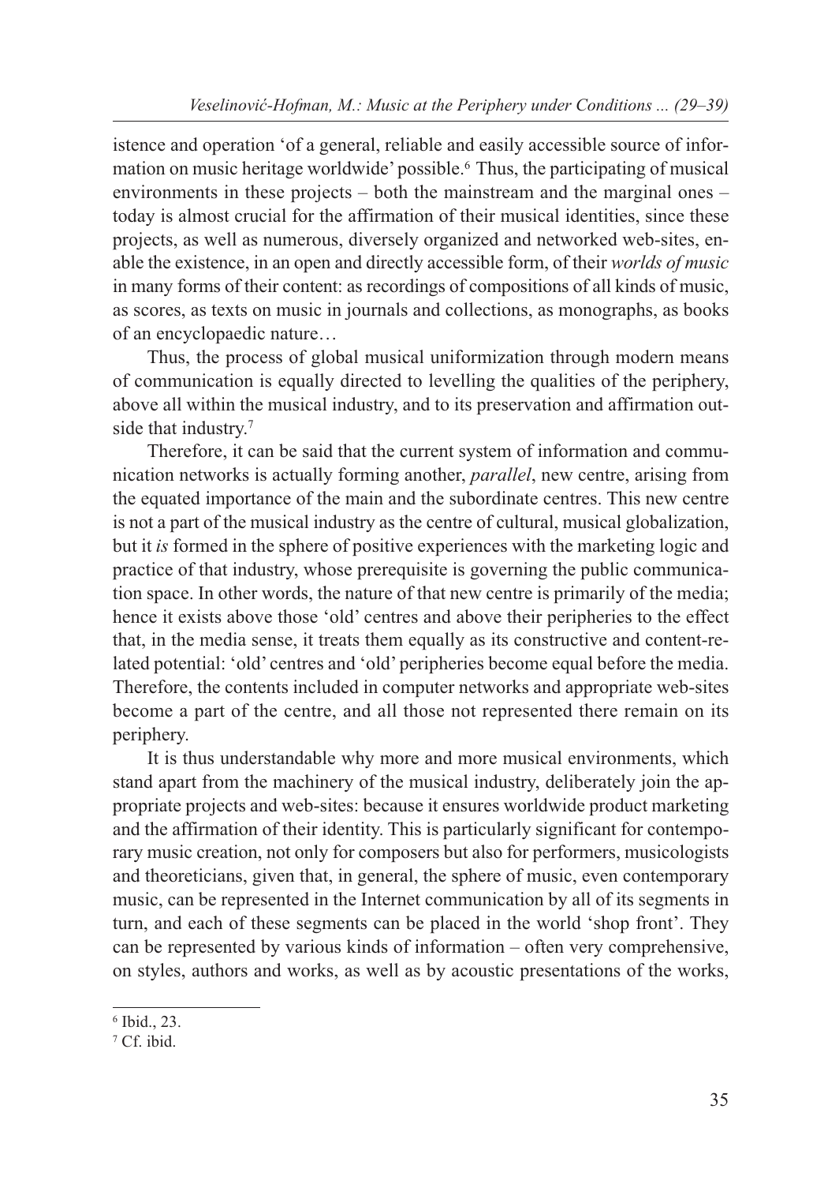istence and operation 'of a general, reliable and easily accessible source of information on music heritage worldwide' possible.[6] Thus, the participating of musical environments in these projects – both the mainstream and the marginal ones – today is almost crucial for the affirmation of their musical identities, since these projects, as well as numerous, diversely organized and networked web-sites, enable the existence, in an open and directly accessible form, of their *worlds of music* in many forms of their content: as recordings of compositions of all kinds of music, as scores, as texts on music in journals and collections, as monographs, as books of an encyclopaedic nature…

Thus, the process of global musical uniformization through modern means of communication is equally directed to levelling the qualities of the periphery, above all within the musical industry, and to its preservation and affirmation outside that industry.[7]

Therefore, it can be said that the current system of information and communication networks is actually forming another, *parallel*, new centre, arising from the equated importance of the main and the subordinate centres. This new centre is not a part of the musical industry as the centre of cultural, musical globalization, but it *is* formed in the sphere of positive experiences with the marketing logic and practice of that industry, whose prerequisite is governing the public communication space. In other words, the nature of that new centre is primarily of the media; hence it exists above those 'old' centres and above their peripheries to the effect that, in the media sense, it treats them equally as its constructive and content-related potential: 'old' centres and 'old' peripheries become equal before the media. Therefore, the contents included in computer networks and appropriate web-sites become a part of the centre, and all those not represented there remain on its periphery.

It is thus understandable why more and more musical environments, which stand apart from the machinery of the musical industry, deliberately join the appropriate projects and web-sites: because it ensures worldwide product marketing and the affirmation of their identity. This is particularly significant for contemporary music creation, not only for composers but also for performers, musicologists and theoreticians, given that, in general, the sphere of music, even contemporary music, can be represented in the Internet communication by all of its segments in turn, and each of these segments can be placed in the world 'shop front'. They can be represented by various kinds of information – often very comprehensive, on styles, authors and works, as well as by acoustic presentations of the works,

---

[6] Ibid., 23.

[7] Cf. ibid.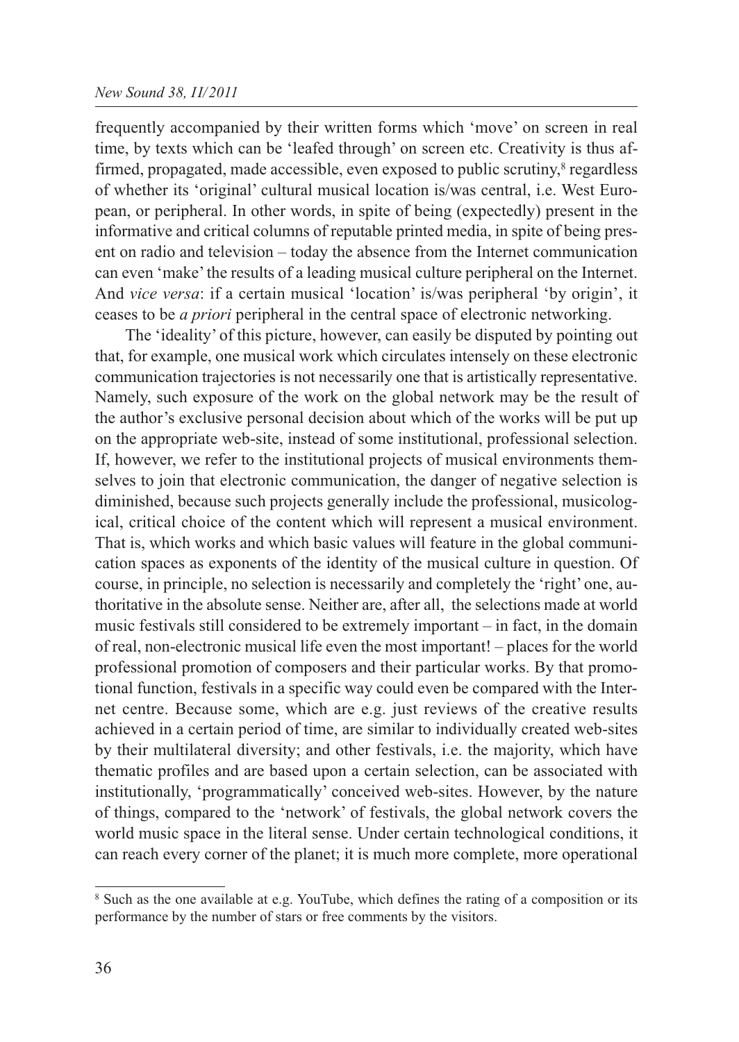frequently accompanied by their written forms which 'move' on screen in real time, by texts which can be 'leafed through' on screen etc. Creativity is thus affirmed, propagated, made accessible, even exposed to public scrutiny,[8] regardless of whether its 'original' cultural musical location is/was central, i.e. West European, or peripheral. In other words, in spite of being (expectedly) present in the informative and critical columns of reputable printed media, in spite of being present on radio and television – today the absence from the Internet communication can even 'make' the results of a leading musical culture peripheral on the Internet. And *vice versa*: if a certain musical 'location' is/was peripheral 'by origin', it ceases to be *a priori* peripheral in the central space of electronic networking.

The 'ideality' of this picture, however, can easily be disputed by pointing out that, for example, one musical work which circulates intensely on these electronic communication trajectories is not necessarily one that is artistically representative. Namely, such exposure of the work on the global network may be the result of the author's exclusive personal decision about which of the works will be put up on the appropriate web-site, instead of some institutional, professional selection. If, however, we refer to the institutional projects of musical environments themselves to join that electronic communication, the danger of negative selection is diminished, because such projects generally include the professional, musicological, critical choice of the content which will represent a musical environment. That is, which works and which basic values will feature in the global communication spaces as exponents of the identity of the musical culture in question. Of course, in principle, no selection is necessarily and completely the 'right' one, authoritative in the absolute sense. Neither are, after all, the selections made at world music festivals still considered to be extremely important – in fact, in the domain of real, non-electronic musical life even the most important! – places for the world professional promotion of composers and their particular works. By that promotional function, festivals in a specific way could even be compared with the Internet centre. Because some, which are e.g. just reviews of the creative results achieved in a certain period of time, are similar to individually created web-sites by their multilateral diversity; and other festivals, i.e. the majority, which have thematic profiles and are based upon a certain selection, can be associated with institutionally, 'programmatically' conceived web-sites. However, by the nature of things, compared to the 'network' of festivals, the global network covers the world music space in the literal sense. Under certain technological conditions, it can reach every corner of the planet; it is much more complete, more operational

---

[8] Such as the one available at e.g. YouTube, which defines the rating of a composition or its performance by the number of stars or free comments by the visitors.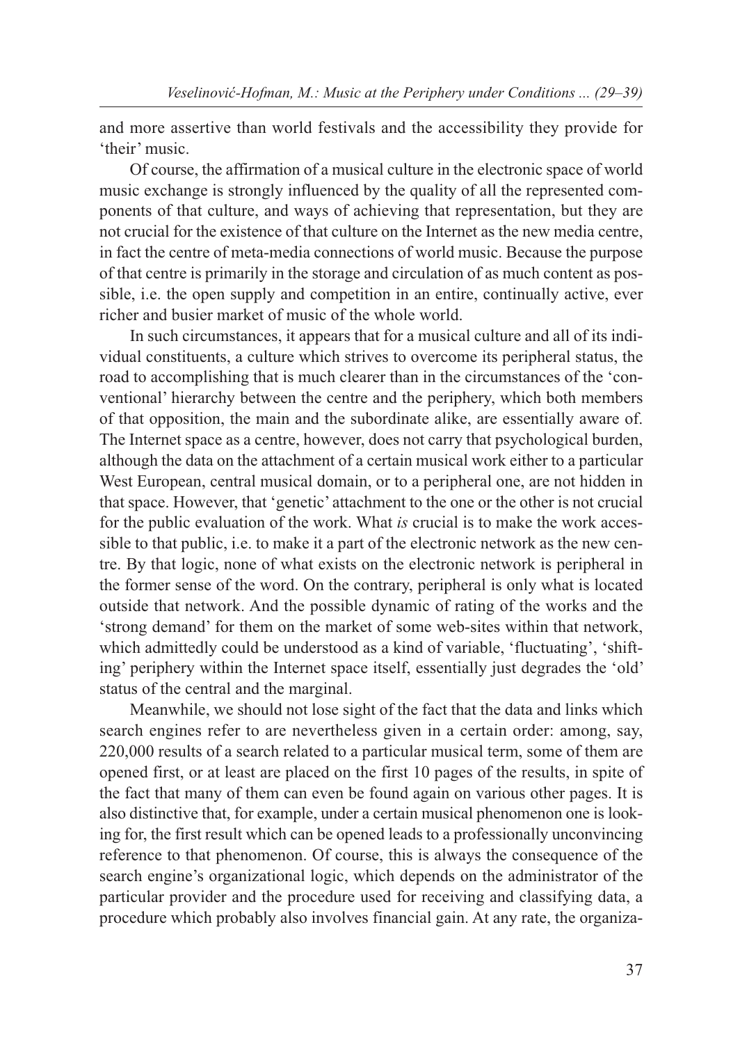and more assertive than world festivals and the accessibility they provide for 'their' music.

Of course, the affirmation of a musical culture in the electronic space of world music exchange is strongly influenced by the quality of all the represented components of that culture, and ways of achieving that representation, but they are not crucial for the existence of that culture on the Internet as the new media centre, in fact the centre of meta-media connections of world music. Because the purpose of that centre is primarily in the storage and circulation of as much content as possible, i.e. the open supply and competition in an entire, continually active, ever richer and busier market of music of the whole world.

In such circumstances, it appears that for a musical culture and all of its individual constituents, a culture which strives to overcome its peripheral status, the road to accomplishing that is much clearer than in the circumstances of the 'conventional' hierarchy between the centre and the periphery, which both members of that opposition, the main and the subordinate alike, are essentially aware of. The Internet space as a centre, however, does not carry that psychological burden, although the data on the attachment of a certain musical work either to a particular West European, central musical domain, or to a peripheral one, are not hidden in that space. However, that 'genetic' attachment to the one or the other is not crucial for the public evaluation of the work. What *is* crucial is to make the work accessible to that public, i.e. to make it a part of the electronic network as the new centre. By that logic, none of what exists on the electronic network is peripheral in the former sense of the word. On the contrary, peripheral is only what is located outside that network. And the possible dynamic of rating of the works and the 'strong demand' for them on the market of some web-sites within that network, which admittedly could be understood as a kind of variable, 'fluctuating', 'shifting' periphery within the Internet space itself, essentially just degrades the 'old' status of the central and the marginal.

Meanwhile, we should not lose sight of the fact that the data and links which search engines refer to are nevertheless given in a certain order: among, say, 220,000 results of a search related to a particular musical term, some of them are opened first, or at least are placed on the first 10 pages of the results, in spite of the fact that many of them can even be found again on various other pages. It is also distinctive that, for example, under a certain musical phenomenon one is looking for, the first result which can be opened leads to a professionally unconvincing reference to that phenomenon. Of course, this is always the consequence of the search engine's organizational logic, which depends on the administrator of the particular provider and the procedure used for receiving and classifying data, a procedure which probably also involves financial gain. At any rate, the organiza-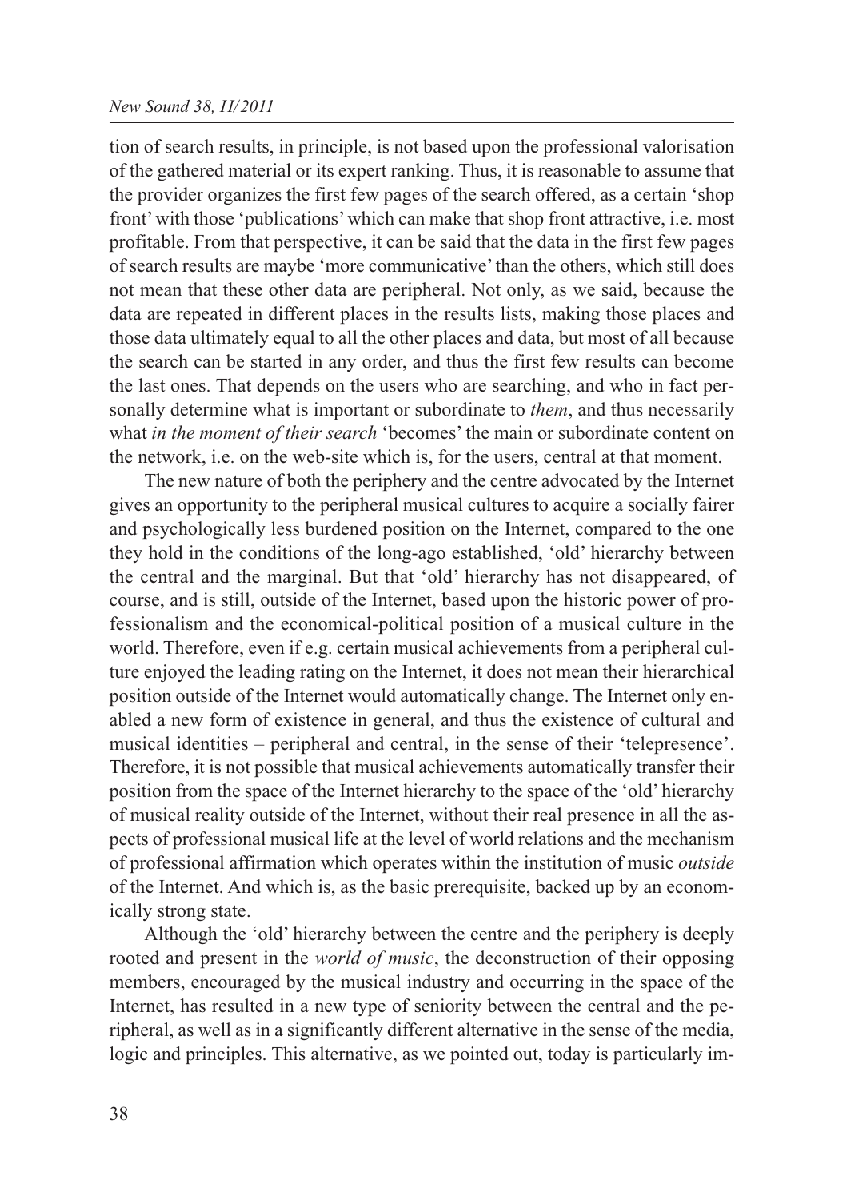tion of search results, in principle, is not based upon the professional valorisation of the gathered material or its expert ranking. Thus, it is reasonable to assume that the provider organizes the first few pages of the search offered, as a certain 'shop front' with those 'publications' which can make that shop front attractive, i.e. most profitable. From that perspective, it can be said that the data in the first few pages of search results are maybe 'more communicative' than the others, which still does not mean that these other data are peripheral. Not only, as we said, because the data are repeated in different places in the results lists, making those places and those data ultimately equal to all the other places and data, but most of all because the search can be started in any order, and thus the first few results can become the last ones. That depends on the users who are searching, and who in fact personally determine what is important or subordinate to *them*, and thus necessarily what *in the moment of their search* 'becomes' the main or subordinate content on the network, i.e. on the web-site which is, for the users, central at that moment.

The new nature of both the periphery and the centre advocated by the Internet gives an opportunity to the peripheral musical cultures to acquire a socially fairer and psychologically less burdened position on the Internet, compared to the one they hold in the conditions of the long-ago established, 'old' hierarchy between the central and the marginal. But that 'old' hierarchy has not disappeared, of course, and is still, outside of the Internet, based upon the historic power of professionalism and the economical-political position of a musical culture in the world. Therefore, even if e.g. certain musical achievements from a peripheral culture enjoyed the leading rating on the Internet, it does not mean their hierarchical position outside of the Internet would automatically change. The Internet only enabled a new form of existence in general, and thus the existence of cultural and musical identities – peripheral and central, in the sense of their 'telepresence'. Therefore, it is not possible that musical achievements automatically transfer their position from the space of the Internet hierarchy to the space of the 'old' hierarchy of musical reality outside of the Internet, without their real presence in all the aspects of professional musical life at the level of world relations and the mechanism of professional affirmation which operates within the institution of music *outside* of the Internet. And which is, as the basic prerequisite, backed up by an economically strong state.

Although the 'old' hierarchy between the centre and the periphery is deeply rooted and present in the *world of music*, the deconstruction of their opposing members, encouraged by the musical industry and occurring in the space of the Internet, has resulted in a new type of seniority between the central and the peripheral, as well as in a significantly different alternative in the sense of the media, logic and principles. This alternative, as we pointed out, today is particularly im-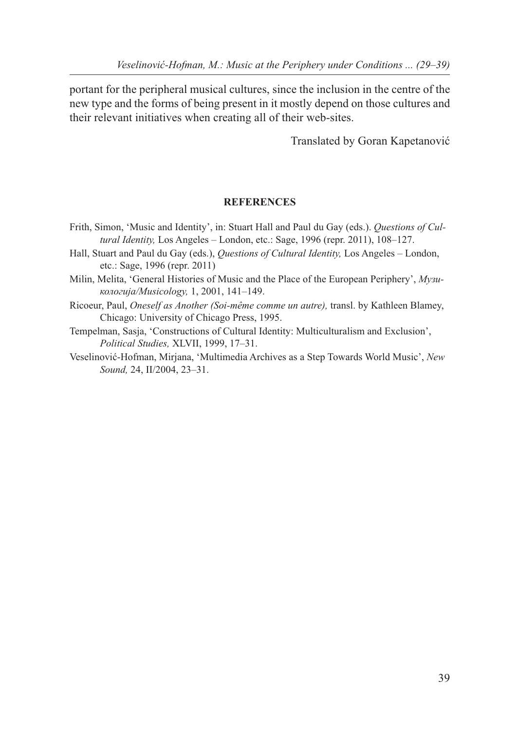portant for the peripheral musical cultures, since the inclusion in the centre of the new type and the forms of being present in it mostly depend on those cultures and their relevant initiatives when creating all of their web-sites.

Translated by Goran Kapetanović

## REFERENCES

Frith, Simon, 'Music and Identity', in: Stuart Hall and Paul du Gay (eds.). *Questions of Cultural Identity,* Los Angeles – London, etc.: Sage, 1996 (repr. 2011), 108–127.

Hall, Stuart and Paul du Gay (eds.), *Questions of Cultural Identity,* Los Angeles – London, etc.: Sage, 1996 (repr. 2011)

Milin, Melita, 'General Histories of Music and the Place of the European Periphery', *Музикологија/Musicology,* 1, 2001, 141–149.

Ricoeur, Paul, *Oneself as Another (Soi-même comme un autre),* transl. by Kathleen Blamey, Chicago: University of Chicago Press, 1995.

Tempelman, Sasja, 'Constructions of Cultural Identity: Multiculturalism and Exclusion', *Political Studies,* XLVII, 1999, 17–31.

Veselinović-Hofman, Mirjana, 'Multimedia Archives as a Step Towards World Music', *New Sound,* 24, II/2004, 23–31.